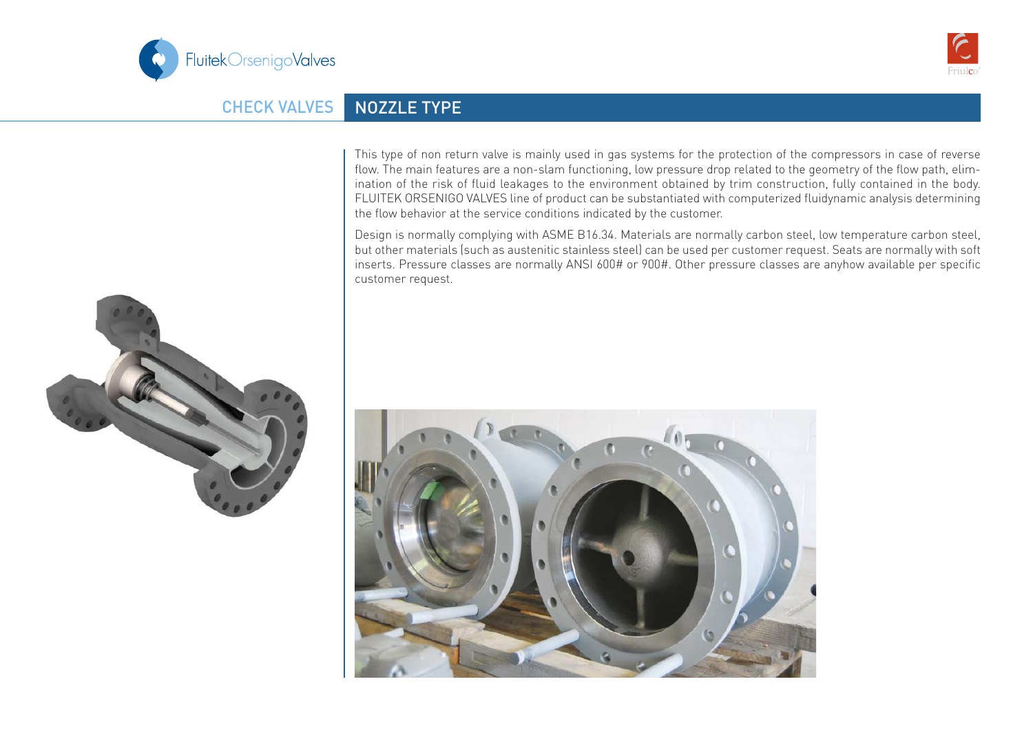# CHECK VALVES NOZZLE TYPE

This type of non return valve is mainly used in gas systems for the protection of the compressors in case of reverse flow. The main features are a non-slam functioning, low pressure drop related to the geometry of the flow path, elimination of the risk of fluid leakages to the environment obtained by trim construction, fully contained in the body. FLUITEK ORSENIGO VALVES line of product can be substantiated with computerized fluidynamic analysis determining the flow behavior at the service conditions indicated by the customer.

Design is normally complying with ASME B16.34. Materials are normally carbon steel, low temperature carbon steel, but other materials (such as austenitic stainless steel) can be used per customer request. Seats are normally with soft inserts. Pressure classes are normally ANSI 600# or 900#. Other pressure classes are anyhow available per specific customer request.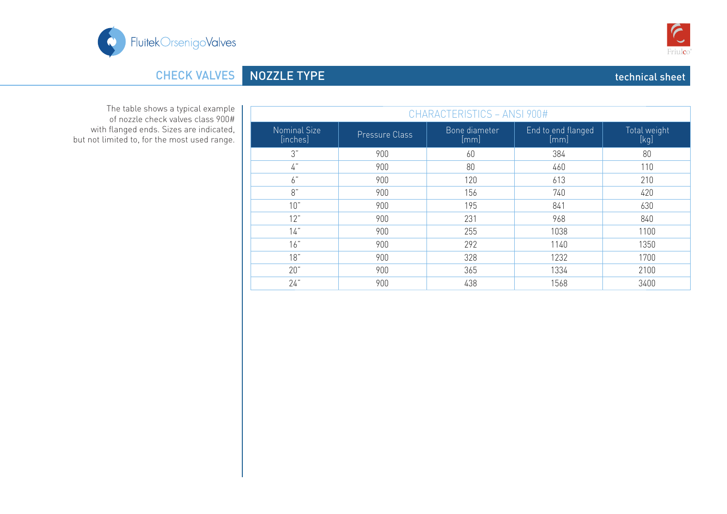# CHECK VALVES NOZZLE TYPE

technical sheet

The table shows a typical example of nozzle check valves class 900# with flanged ends. Sizes are indicated, but not limited to, for the most used range.

CHARACTERISTICS – ANSI 900#

| Nominal Size [inches] | Pressure Class | Bone diameter [mm] | End to end flanged [mm] | Total weight [kg] |
|---|---|---|---|---|
| 3" | 900 | 60 | 384 | 80 |
| 4" | 900 | 80 | 460 | 110 |
| 6" | 900 | 120 | 613 | 210 |
| 8" | 900 | 156 | 740 | 420 |
| 10" | 900 | 195 | 841 | 630 |
| 12" | 900 | 231 | 968 | 840 |
| 14" | 900 | 255 | 1038 | 1100 |
| 16" | 900 | 292 | 1140 | 1350 |
| 18" | 900 | 328 | 1232 | 1700 |
| 20" | 900 | 365 | 1334 | 2100 |
| 24" | 900 | 438 | 1568 | 3400 |